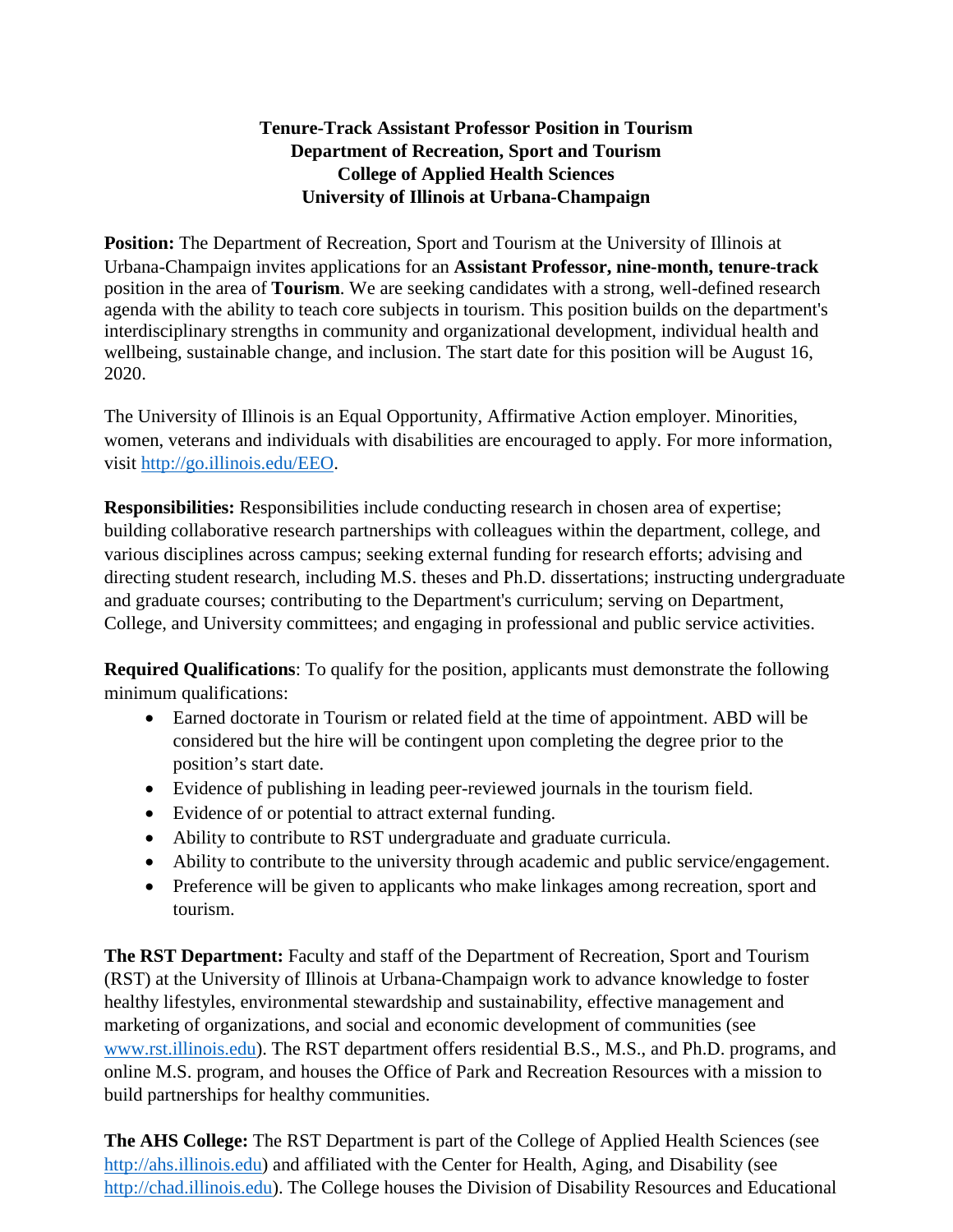**Tenure-Track Assistant Professor Position in Tourism**
**Department of Recreation, Sport and Tourism**
**College of Applied Health Sciences**
**University of Illinois at Urbana-Champaign**

**Position:** The Department of Recreation, Sport and Tourism at the University of Illinois at Urbana-Champaign invites applications for an **Assistant Professor, nine-month, tenure-track** position in the area of **Tourism**. We are seeking candidates with a strong, well-defined research agenda with the ability to teach core subjects in tourism. This position builds on the department's interdisciplinary strengths in community and organizational development, individual health and wellbeing, sustainable change, and inclusion. The start date for this position will be August 16, 2020.

The University of Illinois is an Equal Opportunity, Affirmative Action employer. Minorities, women, veterans and individuals with disabilities are encouraged to apply. For more information, visit http://go.illinois.edu/EEO.

**Responsibilities:** Responsibilities include conducting research in chosen area of expertise; building collaborative research partnerships with colleagues within the department, college, and various disciplines across campus; seeking external funding for research efforts; advising and directing student research, including M.S. theses and Ph.D. dissertations; instructing undergraduate and graduate courses; contributing to the Department's curriculum; serving on Department, College, and University committees; and engaging in professional and public service activities.

**Required Qualifications**: To qualify for the position, applicants must demonstrate the following minimum qualifications:

- Earned doctorate in Tourism or related field at the time of appointment. ABD will be considered but the hire will be contingent upon completing the degree prior to the position's start date.
- Evidence of publishing in leading peer-reviewed journals in the tourism field.
- Evidence of or potential to attract external funding.
- Ability to contribute to RST undergraduate and graduate curricula.
- Ability to contribute to the university through academic and public service/engagement.
- Preference will be given to applicants who make linkages among recreation, sport and tourism.

**The RST Department:** Faculty and staff of the Department of Recreation, Sport and Tourism (RST) at the University of Illinois at Urbana-Champaign work to advance knowledge to foster healthy lifestyles, environmental stewardship and sustainability, effective management and marketing of organizations, and social and economic development of communities (see www.rst.illinois.edu). The RST department offers residential B.S., M.S., and Ph.D. programs, and online M.S. program, and houses the Office of Park and Recreation Resources with a mission to build partnerships for healthy communities.

**The AHS College:** The RST Department is part of the College of Applied Health Sciences (see http://ahs.illinois.edu) and affiliated with the Center for Health, Aging, and Disability (see http://chad.illinois.edu). The College houses the Division of Disability Resources and Educational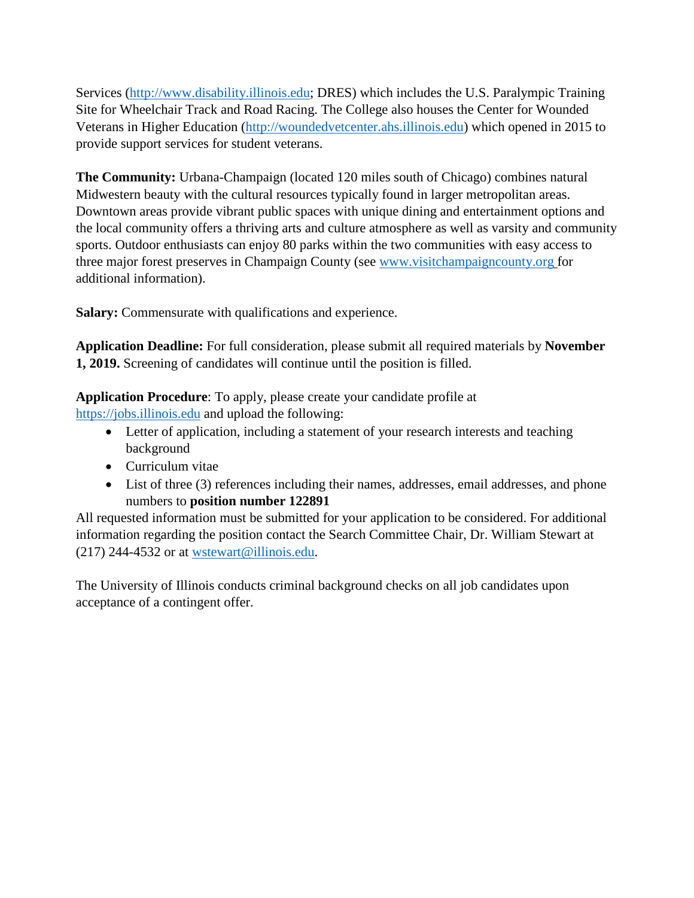Services (http://www.disability.illinois.edu; DRES) which includes the U.S. Paralympic Training Site for Wheelchair Track and Road Racing. The College also houses the Center for Wounded Veterans in Higher Education (http://woundedvetcenter.ahs.illinois.edu) which opened in 2015 to provide support services for student veterans.

**The Community:** Urbana-Champaign (located 120 miles south of Chicago) combines natural Midwestern beauty with the cultural resources typically found in larger metropolitan areas. Downtown areas provide vibrant public spaces with unique dining and entertainment options and the local community offers a thriving arts and culture atmosphere as well as varsity and community sports. Outdoor enthusiasts can enjoy 80 parks within the two communities with easy access to three major forest preserves in Champaign County (see www.visitchampaigncounty.org for additional information).

**Salary:** Commensurate with qualifications and experience.

**Application Deadline:** For full consideration, please submit all required materials by **November 1, 2019.** Screening of candidates will continue until the position is filled.

**Application Procedure**: To apply, please create your candidate profile at https://jobs.illinois.edu and upload the following:

- Letter of application, including a statement of your research interests and teaching background
- Curriculum vitae
- List of three (3) references including their names, addresses, email addresses, and phone numbers to **position number 122891**

All requested information must be submitted for your application to be considered. For additional information regarding the position contact the Search Committee Chair, Dr. William Stewart at (217) 244-4532 or at wstewart@illinois.edu.

The University of Illinois conducts criminal background checks on all job candidates upon acceptance of a contingent offer.